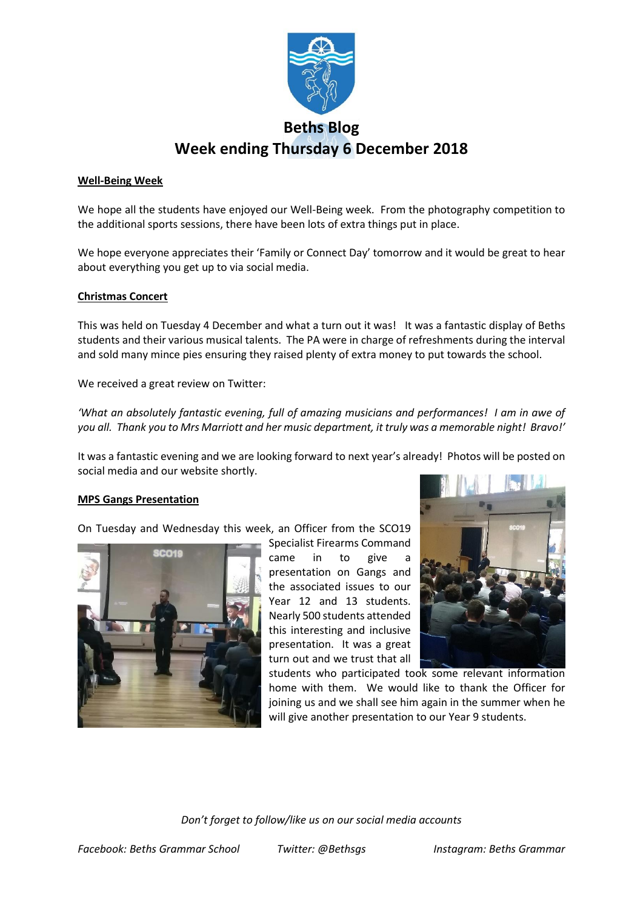# Beths Blog
## Week ending Thursday 6 December 2018

**Well-Being Week**

We hope all the students have enjoyed our Well-Being week. From the photography competition to the additional sports sessions, there have been lots of extra things put in place.

We hope everyone appreciates their 'Family or Connect Day' tomorrow and it would be great to hear about everything you get up to via social media.

**Christmas Concert**

This was held on Tuesday 4 December and what a turn out it was! It was a fantastic display of Beths students and their various musical talents. The PA were in charge of refreshments during the interval and sold many mince pies ensuring they raised plenty of extra money to put towards the school.

We received a great review on Twitter:

*'What an absolutely fantastic evening, full of amazing musicians and performances! I am in awe of you all. Thank you to Mrs Marriott and her music department, it truly was a memorable night! Bravo!'*

It was a fantastic evening and we are looking forward to next year's already! Photos will be posted on social media and our website shortly.

**MPS Gangs Presentation**

On Tuesday and Wednesday this week, an Officer from the SCO19 Specialist Firearms Command came in to give a presentation on Gangs and the associated issues to our Year 12 and 13 students. Nearly 500 students attended this interesting and inclusive presentation. It was a great turn out and we trust that all students who participated took some relevant information home with them. We would like to thank the Officer for joining us and we shall see him again in the summer when he will give another presentation to our Year 9 students.

*Don't forget to follow/like us on our social media accounts*

*Facebook: Beths Grammar School* *Twitter: @Bethsgs* *Instagram: Beths Grammar*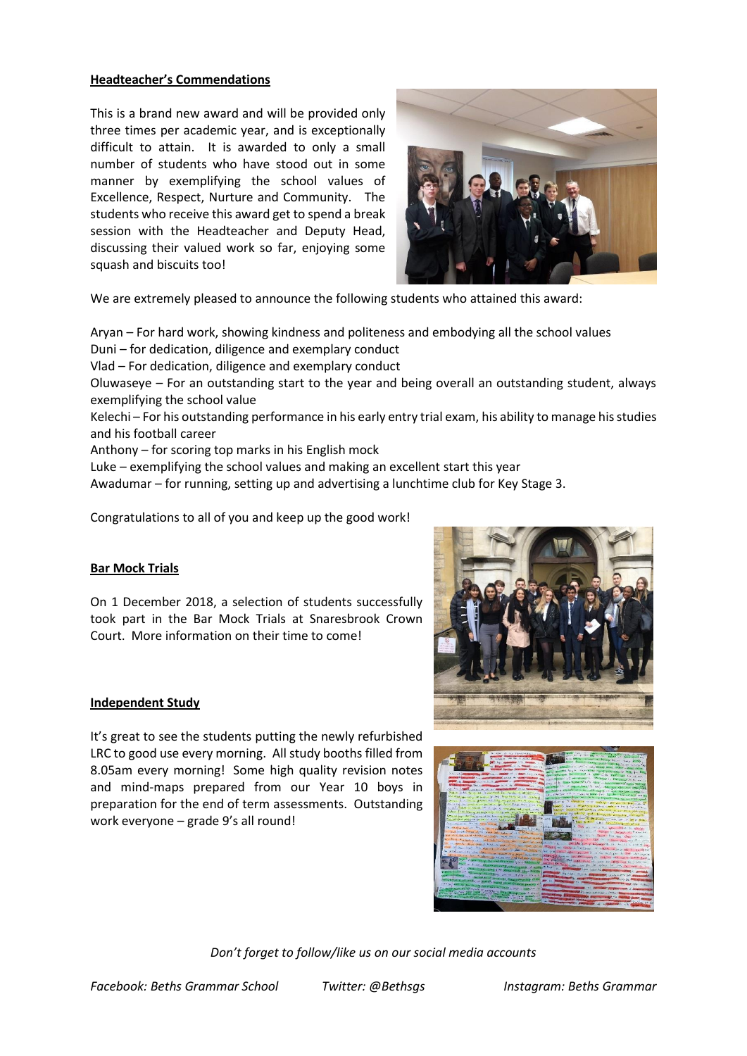## Headteacher's Commendations

This is a brand new award and will be provided only three times per academic year, and is exceptionally difficult to attain. It is awarded to only a small number of students who have stood out in some manner by exemplifying the school values of Excellence, Respect, Nurture and Community. The students who receive this award get to spend a break session with the Headteacher and Deputy Head, discussing their valued work so far, enjoying some squash and biscuits too!

We are extremely pleased to announce the following students who attained this award:

Aryan – For hard work, showing kindness and politeness and embodying all the school values
Duni – for dedication, diligence and exemplary conduct
Vlad – For dedication, diligence and exemplary conduct
Oluwaseye – For an outstanding start to the year and being overall an outstanding student, always exemplifying the school value
Kelechi – For his outstanding performance in his early entry trial exam, his ability to manage his studies and his football career
Anthony – for scoring top marks in his English mock
Luke – exemplifying the school values and making an excellent start this year
Awadumar – for running, setting up and advertising a lunchtime club for Key Stage 3.

Congratulations to all of you and keep up the good work!

## Bar Mock Trials

On 1 December 2018, a selection of students successfully took part in the Bar Mock Trials at Snaresbrook Crown Court. More information on their time to come!

## Independent Study

It's great to see the students putting the newly refurbished LRC to good use every morning. All study booths filled from 8.05am every morning! Some high quality revision notes and mind-maps prepared from our Year 10 boys in preparation for the end of term assessments. Outstanding work everyone – grade 9's all round!

*Don't forget to follow/like us on our social media accounts*

*Facebook: Beths Grammar School* *Twitter: @Bethsgs* *Instagram: Beths Grammar*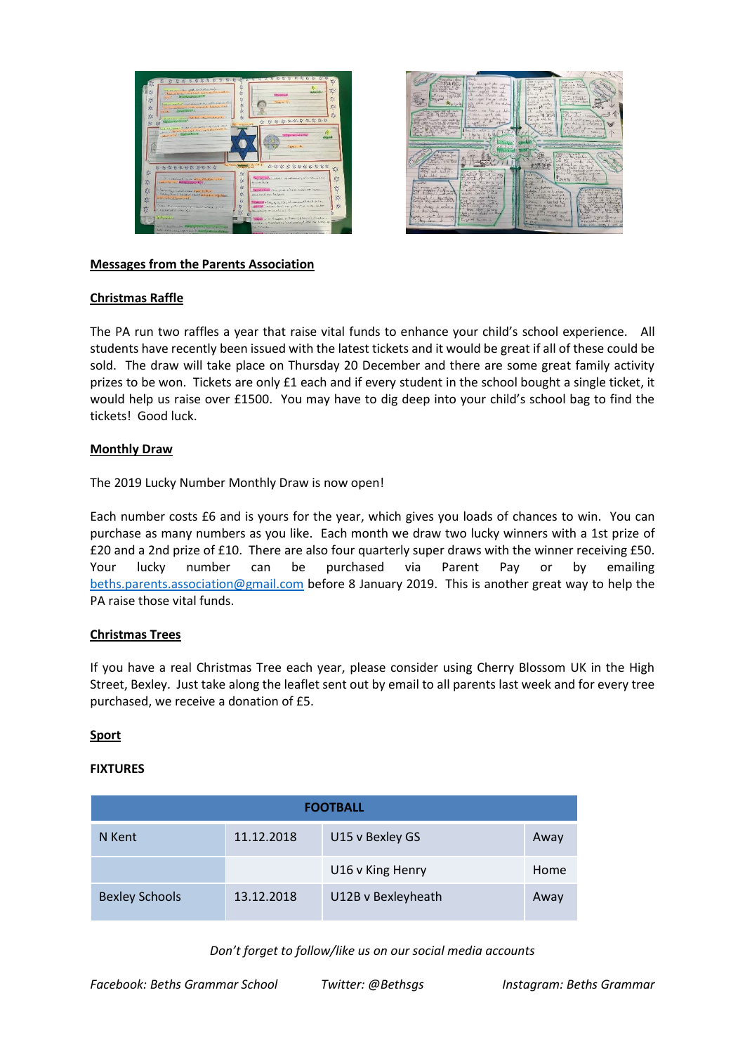**Messages from the Parents Association**

**Christmas Raffle**

The PA run two raffles a year that raise vital funds to enhance your child's school experience. All students have recently been issued with the latest tickets and it would be great if all of these could be sold. The draw will take place on Thursday 20 December and there are some great family activity prizes to be won. Tickets are only £1 each and if every student in the school bought a single ticket, it would help us raise over £1500. You may have to dig deep into your child's school bag to find the tickets! Good luck.

**Monthly Draw**

The 2019 Lucky Number Monthly Draw is now open!

Each number costs £6 and is yours for the year, which gives you loads of chances to win. You can purchase as many numbers as you like. Each month we draw two lucky winners with a 1st prize of £20 and a 2nd prize of £10. There are also four quarterly super draws with the winner receiving £50. Your lucky number can be purchased via Parent Pay or by emailing beths.parents.association@gmail.com before 8 January 2019. This is another great way to help the PA raise those vital funds.

**Christmas Trees**

If you have a real Christmas Tree each year, please consider using Cherry Blossom UK in the High Street, Bexley. Just take along the leaflet sent out by email to all parents last week and for every tree purchased, we receive a donation of £5.

**Sport**

**FIXTURES**

| FOOTBALL | | | |
|---|---|---|---|
| N Kent | 11.12.2018 | U15 v Bexley GS | Away |
| | | U16 v King Henry | Home |
| Bexley Schools | 13.12.2018 | U12B v Bexleyheath | Away |

*Don't forget to follow/like us on our social media accounts*

*Facebook: Beths Grammar School* *Twitter: @Bethsgs* *Instagram: Beths Grammar*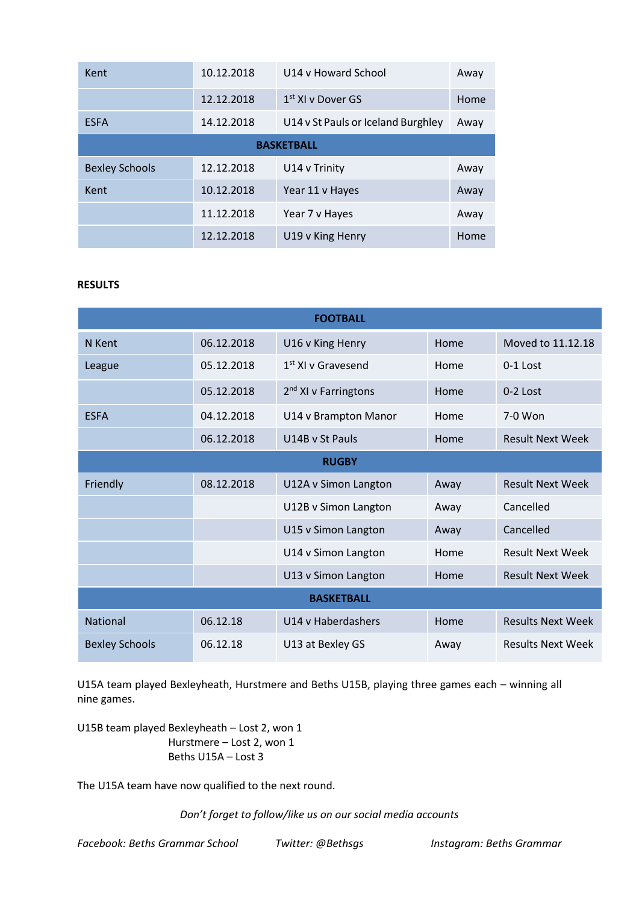| | | | |
|---|---|---|---|
| Kent | 10.12.2018 | U14 v Howard School | Away |
| | 12.12.2018 | 1st XI v Dover GS | Home |
| ESFA | 14.12.2018 | U14 v St Pauls or Iceland Burghley | Away |
| **BASKETBALL** | | | |
| Bexley Schools | 12.12.2018 | U14 v Trinity | Away |
| Kent | 10.12.2018 | Year 11 v Hayes | Away |
| | 11.12.2018 | Year 7 v Hayes | Away |
| | 12.12.2018 | U19 v King Henry | Home |

**RESULTS**

| **FOOTBALL** | | | | |
|---|---|---|---|---|
| N Kent | 06.12.2018 | U16 v King Henry | Home | Moved to 11.12.18 |
| League | 05.12.2018 | 1st XI v Gravesend | Home | 0-1 Lost |
| | 05.12.2018 | 2nd XI v Farringtons | Home | 0-2 Lost |
| ESFA | 04.12.2018 | U14 v Brampton Manor | Home | 7-0 Won |
| | 06.12.2018 | U14B v St Pauls | Home | Result Next Week |
| **RUGBY** | | | | |
| Friendly | 08.12.2018 | U12A v Simon Langton | Away | Result Next Week |
| | | U12B v Simon Langton | Away | Cancelled |
| | | U15 v Simon Langton | Away | Cancelled |
| | | U14 v Simon Langton | Home | Result Next Week |
| | | U13 v Simon Langton | Home | Result Next Week |
| **BASKETBALL** | | | | |
| National | 06.12.18 | U14 v Haberdashers | Home | Results Next Week |
| Bexley Schools | 06.12.18 | U13 at Bexley GS | Away | Results Next Week |

U15A team played Bexleyheath, Hurstmere and Beths U15B, playing three games each – winning all nine games.

U15B team played Bexleyheath – Lost 2, won 1
Hurstmere – Lost 2, won 1
Beths U15A – Lost 3

The U15A team have now qualified to the next round.

*Don't forget to follow/like us on our social media accounts*

*Facebook: Beths Grammar School* *Twitter: @Bethsgs* *Instagram: Beths Grammar*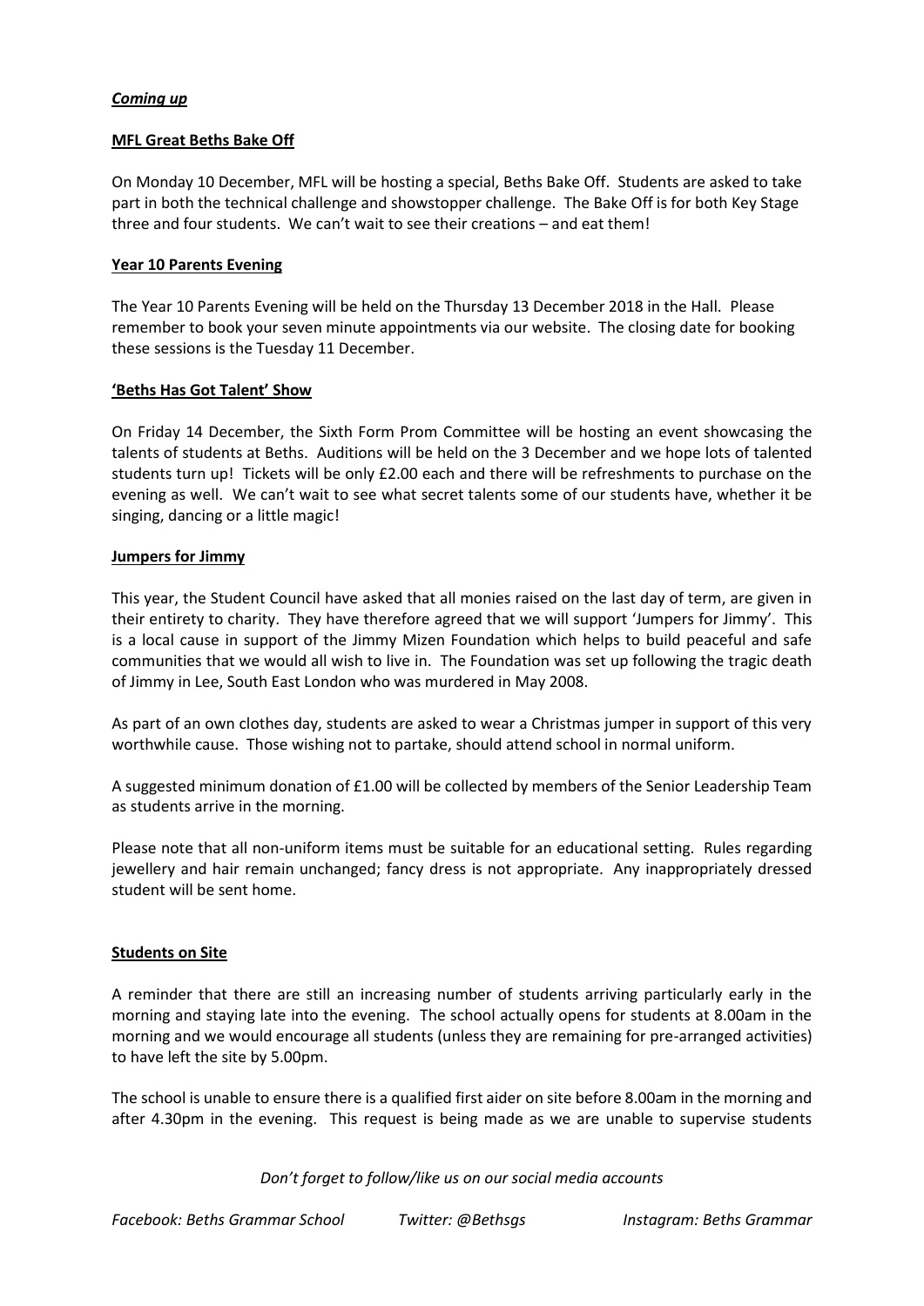***Coming up***

**MFL Great Beths Bake Off**

On Monday 10 December, MFL will be hosting a special, Beths Bake Off. Students are asked to take part in both the technical challenge and showstopper challenge. The Bake Off is for both Key Stage three and four students. We can't wait to see their creations – and eat them!

**Year 10 Parents Evening**

The Year 10 Parents Evening will be held on the Thursday 13 December 2018 in the Hall. Please remember to book your seven minute appointments via our website. The closing date for booking these sessions is the Tuesday 11 December.

**'Beths Has Got Talent' Show**

On Friday 14 December, the Sixth Form Prom Committee will be hosting an event showcasing the talents of students at Beths. Auditions will be held on the 3 December and we hope lots of talented students turn up! Tickets will be only £2.00 each and there will be refreshments to purchase on the evening as well. We can't wait to see what secret talents some of our students have, whether it be singing, dancing or a little magic!

**Jumpers for Jimmy**

This year, the Student Council have asked that all monies raised on the last day of term, are given in their entirety to charity. They have therefore agreed that we will support 'Jumpers for Jimmy'. This is a local cause in support of the Jimmy Mizen Foundation which helps to build peaceful and safe communities that we would all wish to live in. The Foundation was set up following the tragic death of Jimmy in Lee, South East London who was murdered in May 2008.

As part of an own clothes day, students are asked to wear a Christmas jumper in support of this very worthwhile cause. Those wishing not to partake, should attend school in normal uniform.

A suggested minimum donation of £1.00 will be collected by members of the Senior Leadership Team as students arrive in the morning.

Please note that all non-uniform items must be suitable for an educational setting. Rules regarding jewellery and hair remain unchanged; fancy dress is not appropriate. Any inappropriately dressed student will be sent home.

**Students on Site**

A reminder that there are still an increasing number of students arriving particularly early in the morning and staying late into the evening. The school actually opens for students at 8.00am in the morning and we would encourage all students (unless they are remaining for pre-arranged activities) to have left the site by 5.00pm.

The school is unable to ensure there is a qualified first aider on site before 8.00am in the morning and after 4.30pm in the evening. This request is being made as we are unable to supervise students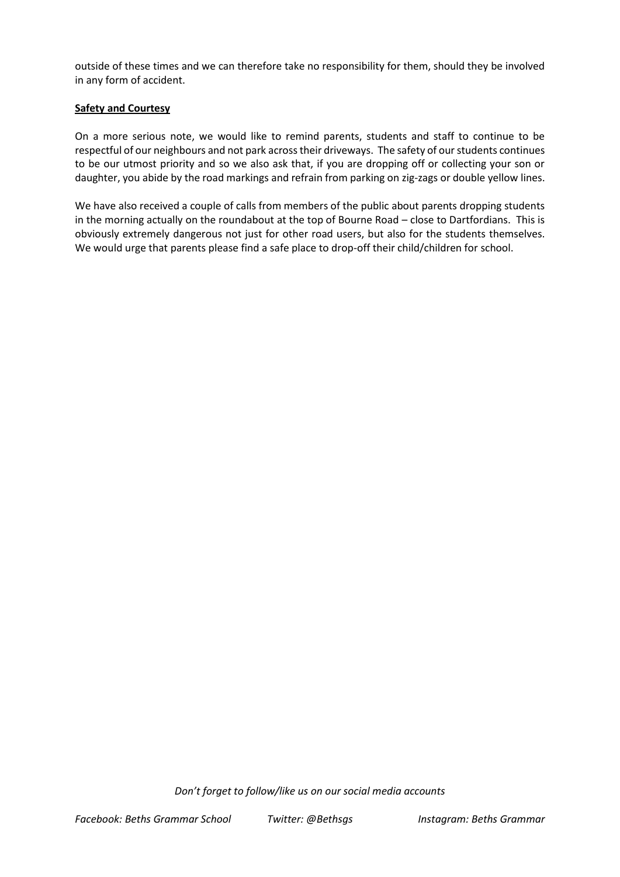outside of these times and we can therefore take no responsibility for them, should they be involved in any form of accident.

**Safety and Courtesy**

On a more serious note, we would like to remind parents, students and staff to continue to be respectful of our neighbours and not park across their driveways. The safety of our students continues to be our utmost priority and so we also ask that, if you are dropping off or collecting your son or daughter, you abide by the road markings and refrain from parking on zig-zags or double yellow lines.

We have also received a couple of calls from members of the public about parents dropping students in the morning actually on the roundabout at the top of Bourne Road – close to Dartfordians. This is obviously extremely dangerous not just for other road users, but also for the students themselves. We would urge that parents please find a safe place to drop-off their child/children for school.

*Don't forget to follow/like us on our social media accounts*

*Facebook: Beths Grammar School* *Twitter: @Bethsgs* *Instagram: Beths Grammar*